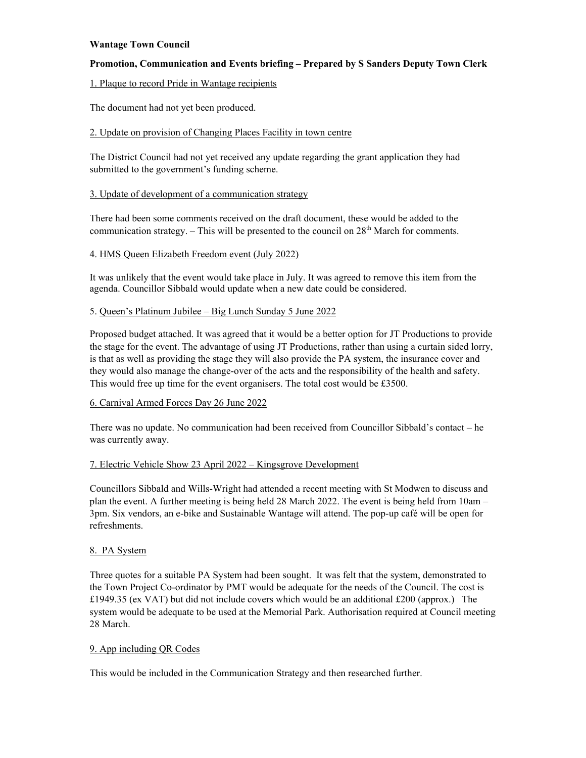**Wantage Town Council**

**Promotion, Communication and Events briefing – Prepared by S Sanders Deputy Town Clerk**

1. Plaque to record Pride in Wantage recipients

The document had not yet been produced.

2. Update on provision of Changing Places Facility in town centre

The District Council had not yet received any update regarding the grant application they had submitted to the government's funding scheme.

3. Update of development of a communication strategy

There had been some comments received on the draft document, these would be added to the communication strategy. – This will be presented to the council on 28th March for comments.

4. HMS Queen Elizabeth Freedom event (July 2022)

It was unlikely that the event would take place in July. It was agreed to remove this item from the agenda. Councillor Sibbald would update when a new date could be considered.

5. Queen's Platinum Jubilee – Big Lunch Sunday 5 June 2022

Proposed budget attached. It was agreed that it would be a better option for JT Productions to provide the stage for the event. The advantage of using JT Productions, rather than using a curtain sided lorry, is that as well as providing the stage they will also provide the PA system, the insurance cover and they would also manage the change-over of the acts and the responsibility of the health and safety. This would free up time for the event organisers. The total cost would be £3500.

6. Carnival Armed Forces Day 26 June 2022

There was no update. No communication had been received from Councillor Sibbald's contact – he was currently away.

7. Electric Vehicle Show 23 April 2022 – Kingsgrove Development

Councillors Sibbald and Wills-Wright had attended a recent meeting with St Modwen to discuss and plan the event. A further meeting is being held 28 March 2022. The event is being held from 10am – 3pm. Six vendors, an e-bike and Sustainable Wantage will attend. The pop-up café will be open for refreshments.

8. PA System

Three quotes for a suitable PA System had been sought. It was felt that the system, demonstrated to the Town Project Co-ordinator by PMT would be adequate for the needs of the Council. The cost is £1949.35 (ex VAT) but did not include covers which would be an additional £200 (approx.) The system would be adequate to be used at the Memorial Park. Authorisation required at Council meeting 28 March.

9. App including QR Codes

This would be included in the Communication Strategy and then researched further.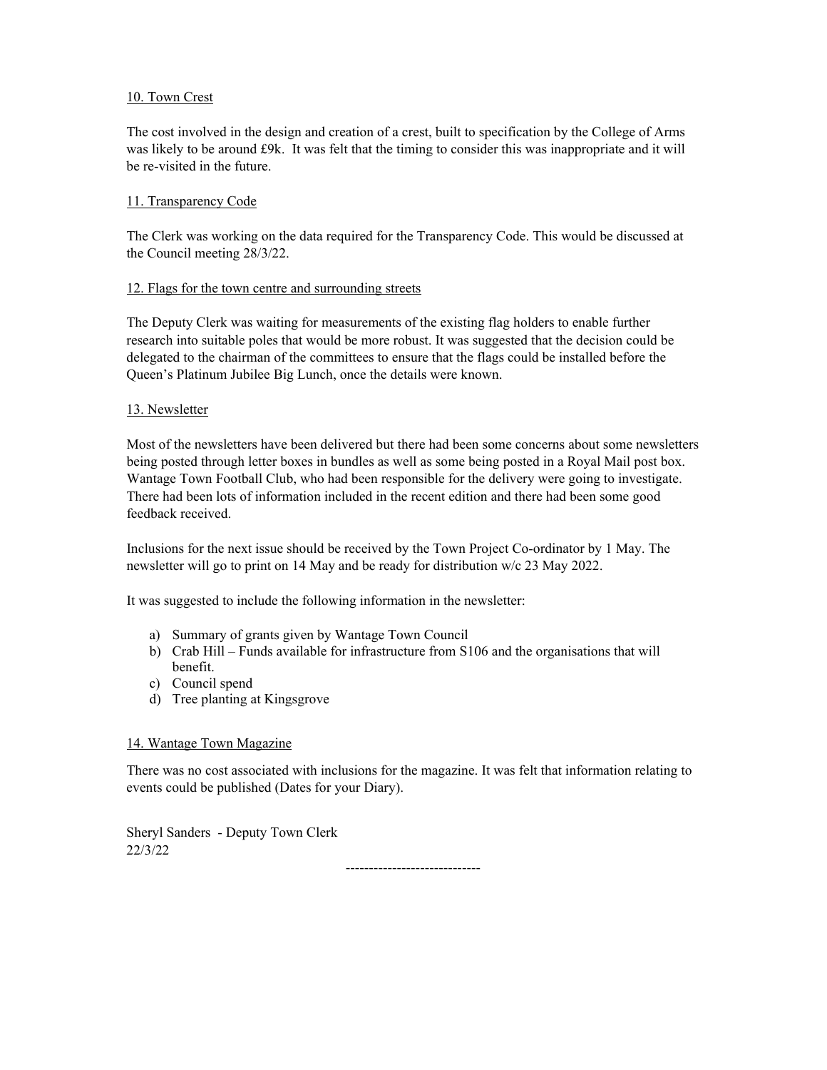10. Town Crest

The cost involved in the design and creation of a crest, built to specification by the College of Arms was likely to be around £9k. It was felt that the timing to consider this was inappropriate and it will be re-visited in the future.

11. Transparency Code

The Clerk was working on the data required for the Transparency Code. This would be discussed at the Council meeting 28/3/22.

12. Flags for the town centre and surrounding streets

The Deputy Clerk was waiting for measurements of the existing flag holders to enable further research into suitable poles that would be more robust. It was suggested that the decision could be delegated to the chairman of the committees to ensure that the flags could be installed before the Queen's Platinum Jubilee Big Lunch, once the details were known.

13. Newsletter

Most of the newsletters have been delivered but there had been some concerns about some newsletters being posted through letter boxes in bundles as well as some being posted in a Royal Mail post box. Wantage Town Football Club, who had been responsible for the delivery were going to investigate. There had been lots of information included in the recent edition and there had been some good feedback received.

Inclusions for the next issue should be received by the Town Project Co-ordinator by 1 May. The newsletter will go to print on 14 May and be ready for distribution w/c 23 May 2022.

It was suggested to include the following information in the newsletter:

a) Summary of grants given by Wantage Town Council
b) Crab Hill – Funds available for infrastructure from S106 and the organisations that will benefit.
c) Council spend
d) Tree planting at Kingsgrove

14. Wantage Town Magazine

There was no cost associated with inclusions for the magazine. It was felt that information relating to events could be published (Dates for your Diary).

Sheryl Sanders - Deputy Town Clerk
22/3/22

-----------------------------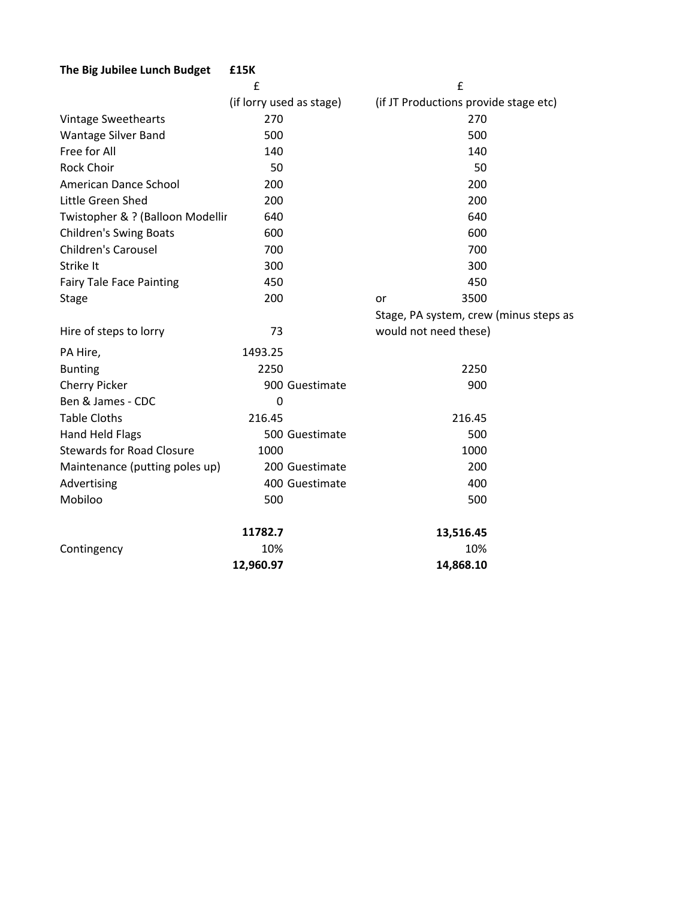**The Big Jubilee Lunch Budget** **£15K**

| | £ (if lorry used as stage) | | £ (if JT Productions provide stage etc) |
|---|---|---|---|
| Vintage Sweethearts | 270 | | 270 |
| Wantage Silver Band | 500 | | 500 |
| Free for All | 140 | | 140 |
| Rock Choir | 50 | | 50 |
| American Dance School | 200 | | 200 |
| Little Green Shed | 200 | | 200 |
| Twistopher & ? (Balloon Modellir | 640 | | 640 |
| Children's Swing Boats | 600 | | 600 |
| Children's Carousel | 700 | | 700 |
| Strike It | 300 | | 300 |
| Fairy Tale Face Painting | 450 | | 450 |
| Stage | 200 | | or 3500 |
| Hire of steps to lorry | 73 | | Stage, PA system, crew (minus steps as would not need these) |
| PA Hire, | 1493.25 | | |
| Bunting | 2250 | | 2250 |
| Cherry Picker | 900 | Guestimate | 900 |
| Ben & James - CDC | 0 | | |
| Table Cloths | 216.45 | | 216.45 |
| Hand Held Flags | 500 | Guestimate | 500 |
| Stewards for Road Closure | 1000 | | 1000 |
| Maintenance (putting poles up) | 200 | Guestimate | 200 |
| Advertising | 400 | Guestimate | 400 |
| Mobiloo | 500 | | 500 |
| | **11782.7** | | **13,516.45** |
| Contingency | 10% | | 10% |
| | **12,960.97** | | **14,868.10** |